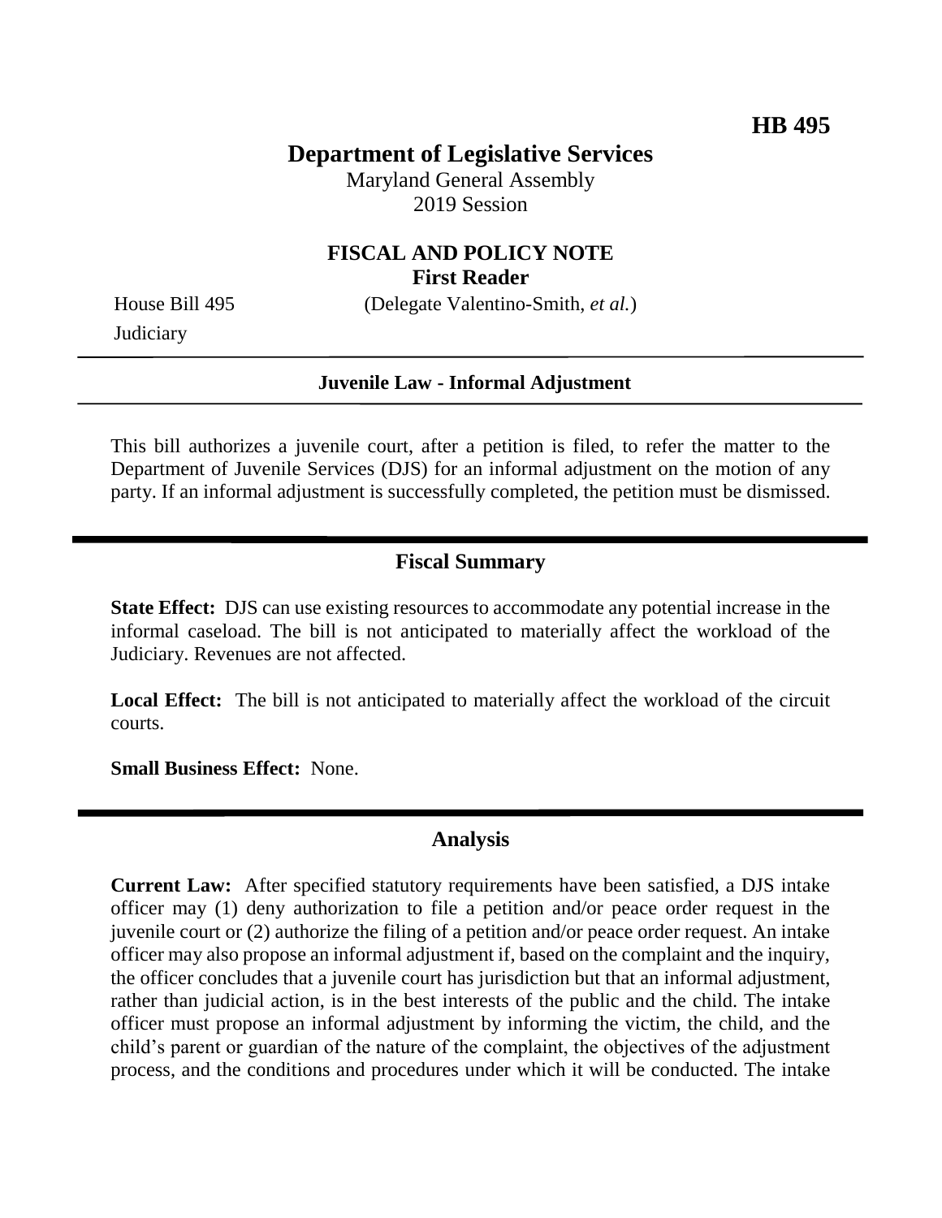**HB 495**

# Department of Legislative Services

Maryland General Assembly
2019 Session

## FISCAL AND POLICY NOTE
**First Reader**

House Bill 495 (Delegate Valentino-Smith, *et al.*)
Judiciary

**Juvenile Law - Informal Adjustment**

This bill authorizes a juvenile court, after a petition is filed, to refer the matter to the Department of Juvenile Services (DJS) for an informal adjustment on the motion of any party. If an informal adjustment is successfully completed, the petition must be dismissed.

## Fiscal Summary

**State Effect:** DJS can use existing resources to accommodate any potential increase in the informal caseload. The bill is not anticipated to materially affect the workload of the Judiciary. Revenues are not affected.

**Local Effect:** The bill is not anticipated to materially affect the workload of the circuit courts.

**Small Business Effect:** None.

## Analysis

**Current Law:** After specified statutory requirements have been satisfied, a DJS intake officer may (1) deny authorization to file a petition and/or peace order request in the juvenile court or (2) authorize the filing of a petition and/or peace order request. An intake officer may also propose an informal adjustment if, based on the complaint and the inquiry, the officer concludes that a juvenile court has jurisdiction but that an informal adjustment, rather than judicial action, is in the best interests of the public and the child. The intake officer must propose an informal adjustment by informing the victim, the child, and the child's parent or guardian of the nature of the complaint, the objectives of the adjustment process, and the conditions and procedures under which it will be conducted. The intake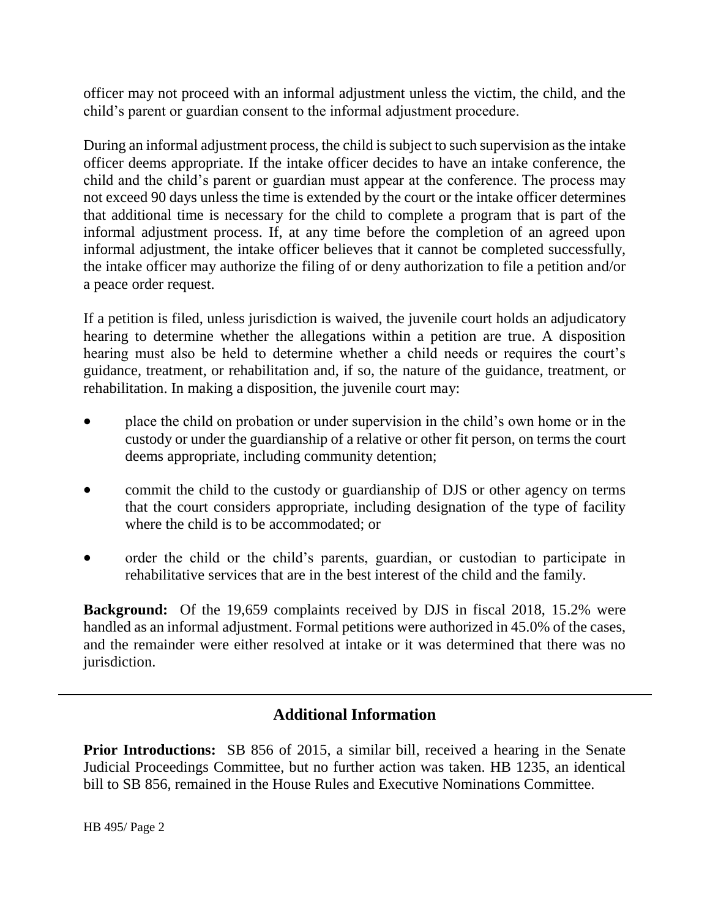officer may not proceed with an informal adjustment unless the victim, the child, and the child's parent or guardian consent to the informal adjustment procedure.

During an informal adjustment process, the child is subject to such supervision as the intake officer deems appropriate. If the intake officer decides to have an intake conference, the child and the child's parent or guardian must appear at the conference. The process may not exceed 90 days unless the time is extended by the court or the intake officer determines that additional time is necessary for the child to complete a program that is part of the informal adjustment process. If, at any time before the completion of an agreed upon informal adjustment, the intake officer believes that it cannot be completed successfully, the intake officer may authorize the filing of or deny authorization to file a petition and/or a peace order request.

If a petition is filed, unless jurisdiction is waived, the juvenile court holds an adjudicatory hearing to determine whether the allegations within a petition are true. A disposition hearing must also be held to determine whether a child needs or requires the court's guidance, treatment, or rehabilitation and, if so, the nature of the guidance, treatment, or rehabilitation. In making a disposition, the juvenile court may:

- place the child on probation or under supervision in the child's own home or in the custody or under the guardianship of a relative or other fit person, on terms the court deems appropriate, including community detention;
- commit the child to the custody or guardianship of DJS or other agency on terms that the court considers appropriate, including designation of the type of facility where the child is to be accommodated; or
- order the child or the child's parents, guardian, or custodian to participate in rehabilitative services that are in the best interest of the child and the family.

**Background:** Of the 19,659 complaints received by DJS in fiscal 2018, 15.2% were handled as an informal adjustment. Formal petitions were authorized in 45.0% of the cases, and the remainder were either resolved at intake or it was determined that there was no jurisdiction.

## Additional Information

**Prior Introductions:** SB 856 of 2015, a similar bill, received a hearing in the Senate Judicial Proceedings Committee, but no further action was taken. HB 1235, an identical bill to SB 856, remained in the House Rules and Executive Nominations Committee.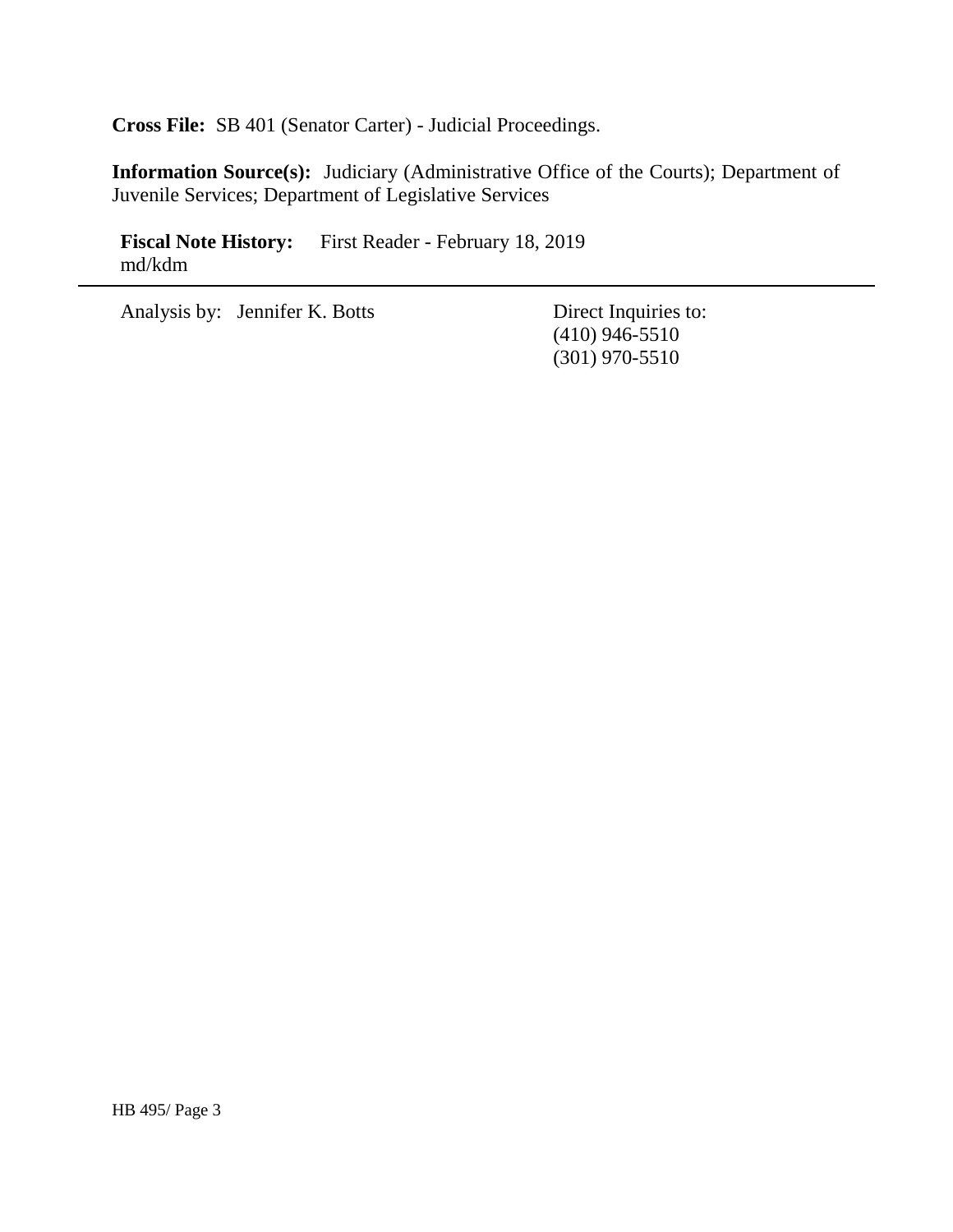**Cross File:** SB 401 (Senator Carter) - Judicial Proceedings.

**Information Source(s):** Judiciary (Administrative Office of the Courts); Department of Juvenile Services; Department of Legislative Services

**Fiscal Note History:** First Reader - February 18, 2019
md/kdm

---

Analysis by: Jennifer K. Botts

Direct Inquiries to:
(410) 946-5510
(301) 970-5510